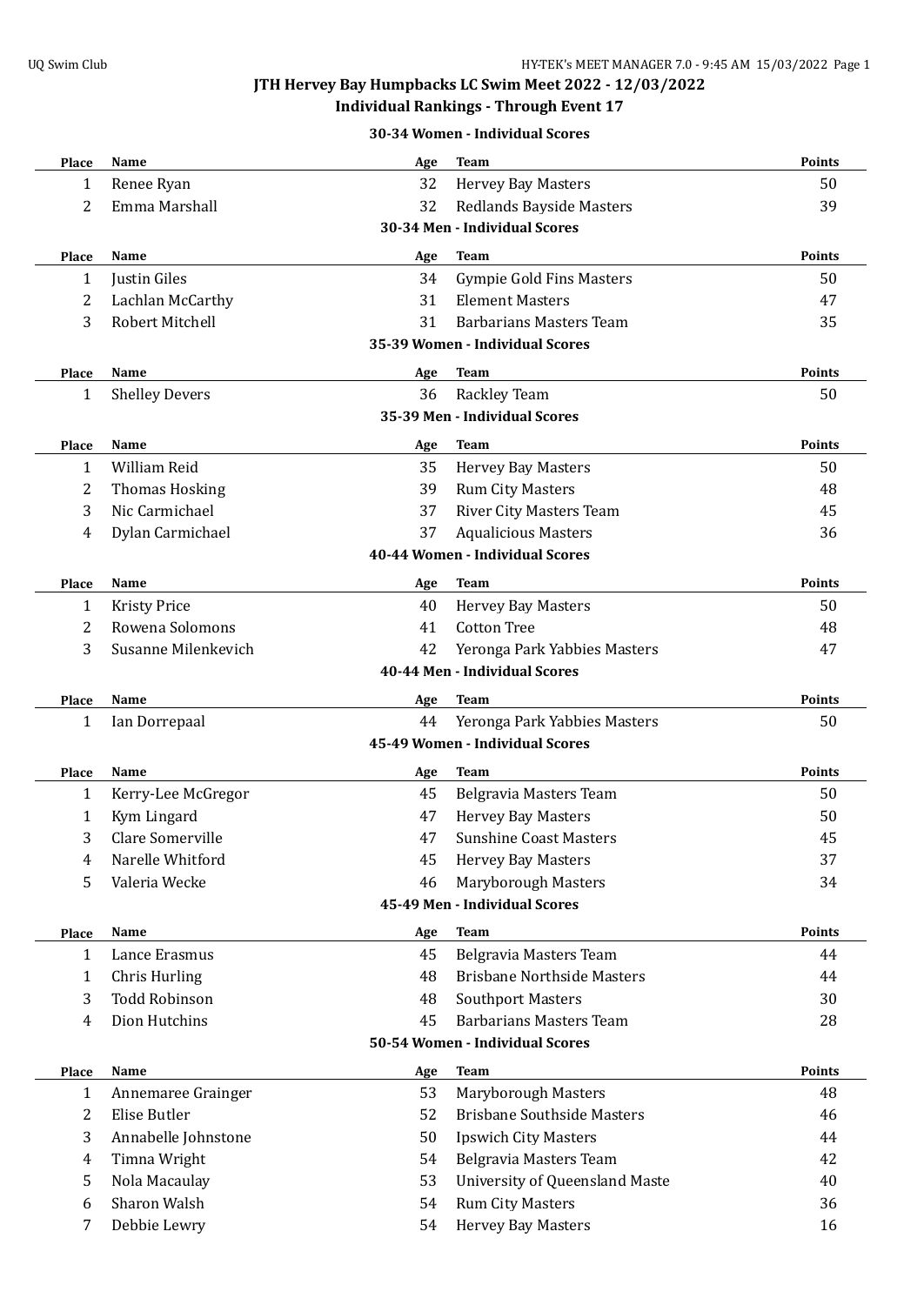# JTH Hervey Bay Humpbacks LC Swim Meet 2022 - 12/03/2022

## Individual Rankings - Through Event 17

### 30-34 Women - Individual Scores

| Place | Name | Age | Team | Points |
|---|---|---|---|---|
| 1 | Renee Ryan | 32 | Hervey Bay Masters | 50 |
| 2 | Emma Marshall | 32 | Redlands Bayside Masters | 39 |

### 30-34 Men - Individual Scores

| Place | Name | Age | Team | Points |
|---|---|---|---|---|
| 1 | Justin Giles | 34 | Gympie Gold Fins Masters | 50 |
| 2 | Lachlan McCarthy | 31 | Element Masters | 47 |
| 3 | Robert Mitchell | 31 | Barbarians Masters Team | 35 |

### 35-39 Women - Individual Scores

| Place | Name | Age | Team | Points |
|---|---|---|---|---|
| 1 | Shelley Devers | 36 | Rackley Team | 50 |

### 35-39 Men - Individual Scores

| Place | Name | Age | Team | Points |
|---|---|---|---|---|
| 1 | William Reid | 35 | Hervey Bay Masters | 50 |
| 2 | Thomas Hosking | 39 | Rum City Masters | 48 |
| 3 | Nic Carmichael | 37 | River City Masters Team | 45 |
| 4 | Dylan Carmichael | 37 | Aqualicious Masters | 36 |

### 40-44 Women - Individual Scores

| Place | Name | Age | Team | Points |
|---|---|---|---|---|
| 1 | Kristy Price | 40 | Hervey Bay Masters | 50 |
| 2 | Rowena Solomons | 41 | Cotton Tree | 48 |
| 3 | Susanne Milenkevich | 42 | Yeronga Park Yabbies Masters | 47 |

### 40-44 Men - Individual Scores

| Place | Name | Age | Team | Points |
|---|---|---|---|---|
| 1 | Ian Dorrepaal | 44 | Yeronga Park Yabbies Masters | 50 |

### 45-49 Women - Individual Scores

| Place | Name | Age | Team | Points |
|---|---|---|---|---|
| 1 | Kerry-Lee McGregor | 45 | Belgravia Masters Team | 50 |
| 1 | Kym Lingard | 47 | Hervey Bay Masters | 50 |
| 3 | Clare Somerville | 47 | Sunshine Coast Masters | 45 |
| 4 | Narelle Whitford | 45 | Hervey Bay Masters | 37 |
| 5 | Valeria Wecke | 46 | Maryborough Masters | 34 |

### 45-49 Men - Individual Scores

| Place | Name | Age | Team | Points |
|---|---|---|---|---|
| 1 | Lance Erasmus | 45 | Belgravia Masters Team | 44 |
| 1 | Chris Hurling | 48 | Brisbane Northside Masters | 44 |
| 3 | Todd Robinson | 48 | Southport Masters | 30 |
| 4 | Dion Hutchins | 45 | Barbarians Masters Team | 28 |

### 50-54 Women - Individual Scores

| Place | Name | Age | Team | Points |
|---|---|---|---|---|
| 1 | Annemaree Grainger | 53 | Maryborough Masters | 48 |
| 2 | Elise Butler | 52 | Brisbane Southside Masters | 46 |
| 3 | Annabelle Johnstone | 50 | Ipswich City Masters | 44 |
| 4 | Timna Wright | 54 | Belgravia Masters Team | 42 |
| 5 | Nola Macaulay | 53 | University of Queensland Maste | 40 |
| 6 | Sharon Walsh | 54 | Rum City Masters | 36 |
| 7 | Debbie Lewry | 54 | Hervey Bay Masters | 16 |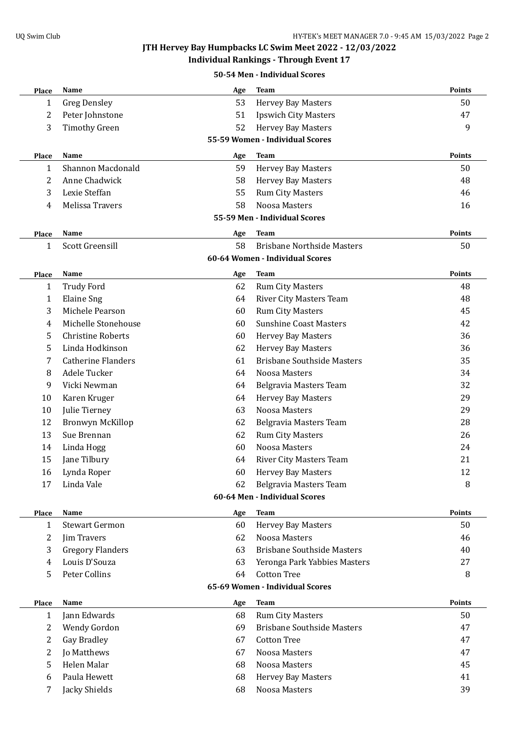# JTH Hervey Bay Humpbacks LC Swim Meet 2022 - 12/03/2022

## Individual Rankings - Through Event 17

### 50-54 Men - Individual Scores

| Place | Name | Age | Team | Points |
|---|---|---|---|---|
| 1 | Greg Densley | 53 | Hervey Bay Masters | 50 |
| 2 | Peter Johnstone | 51 | Ipswich City Masters | 47 |
| 3 | Timothy Green | 52 | Hervey Bay Masters | 9 |

### 55-59 Women - Individual Scores

| Place | Name | Age | Team | Points |
|---|---|---|---|---|
| 1 | Shannon Macdonald | 59 | Hervey Bay Masters | 50 |
| 2 | Anne Chadwick | 58 | Hervey Bay Masters | 48 |
| 3 | Lexie Steffan | 55 | Rum City Masters | 46 |
| 4 | Melissa Travers | 58 | Noosa Masters | 16 |

### 55-59 Men - Individual Scores

| Place | Name | Age | Team | Points |
|---|---|---|---|---|
| 1 | Scott Greensill | 58 | Brisbane Northside Masters | 50 |

### 60-64 Women - Individual Scores

| Place | Name | Age | Team | Points |
|---|---|---|---|---|
| 1 | Trudy Ford | 62 | Rum City Masters | 48 |
| 1 | Elaine Sng | 64 | River City Masters Team | 48 |
| 3 | Michele Pearson | 60 | Rum City Masters | 45 |
| 4 | Michelle Stonehouse | 60 | Sunshine Coast Masters | 42 |
| 5 | Christine Roberts | 60 | Hervey Bay Masters | 36 |
| 5 | Linda Hodkinson | 62 | Hervey Bay Masters | 36 |
| 7 | Catherine Flanders | 61 | Brisbane Southside Masters | 35 |
| 8 | Adele Tucker | 64 | Noosa Masters | 34 |
| 9 | Vicki Newman | 64 | Belgravia Masters Team | 32 |
| 10 | Karen Kruger | 64 | Hervey Bay Masters | 29 |
| 10 | Julie Tierney | 63 | Noosa Masters | 29 |
| 12 | Bronwyn McKillop | 62 | Belgravia Masters Team | 28 |
| 13 | Sue Brennan | 62 | Rum City Masters | 26 |
| 14 | Linda Hogg | 60 | Noosa Masters | 24 |
| 15 | Jane Tilbury | 64 | River City Masters Team | 21 |
| 16 | Lynda Roper | 60 | Hervey Bay Masters | 12 |
| 17 | Linda Vale | 62 | Belgravia Masters Team | 8 |

### 60-64 Men - Individual Scores

| Place | Name | Age | Team | Points |
|---|---|---|---|---|
| 1 | Stewart Germon | 60 | Hervey Bay Masters | 50 |
| 2 | Jim Travers | 62 | Noosa Masters | 46 |
| 3 | Gregory Flanders | 63 | Brisbane Southside Masters | 40 |
| 4 | Louis D'Souza | 63 | Yeronga Park Yabbies Masters | 27 |
| 5 | Peter Collins | 64 | Cotton Tree | 8 |

### 65-69 Women - Individual Scores

| Place | Name | Age | Team | Points |
|---|---|---|---|---|
| 1 | Jann Edwards | 68 | Rum City Masters | 50 |
| 2 | Wendy Gordon | 69 | Brisbane Southside Masters | 47 |
| 2 | Gay Bradley | 67 | Cotton Tree | 47 |
| 2 | Jo Matthews | 67 | Noosa Masters | 47 |
| 5 | Helen Malar | 68 | Noosa Masters | 45 |
| 6 | Paula Hewett | 68 | Hervey Bay Masters | 41 |
| 7 | Jacky Shields | 68 | Noosa Masters | 39 |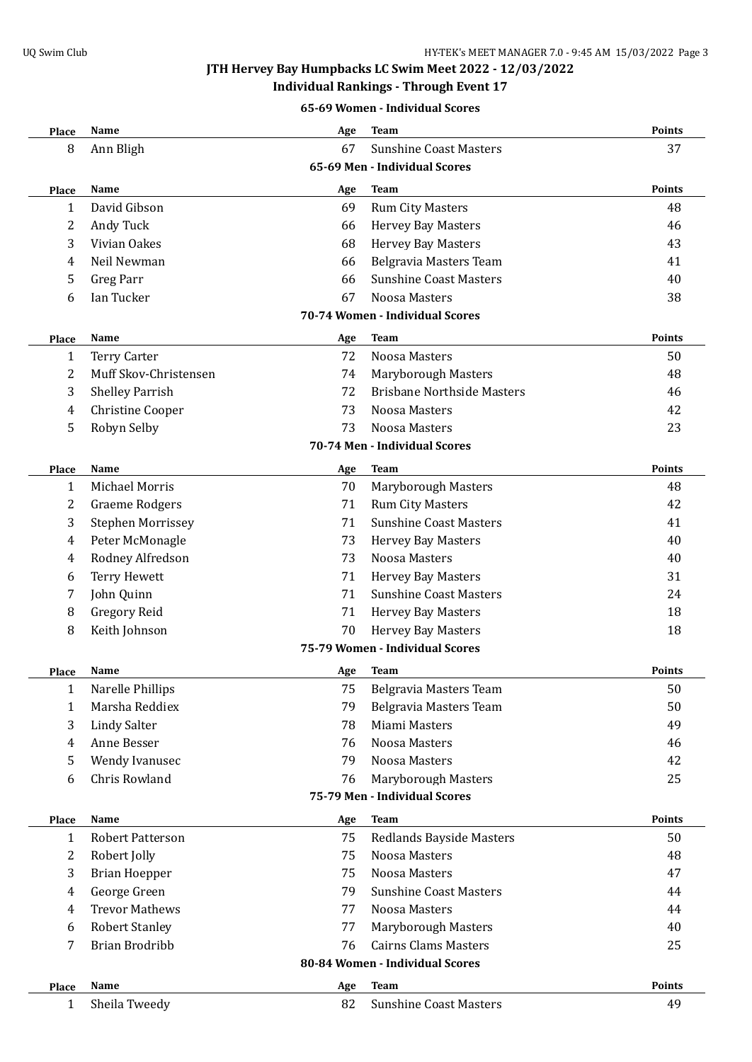## JTH Hervey Bay Humpbacks LC Swim Meet 2022 - 12/03/2022

### Individual Rankings - Through Event 17

#### 65-69 Women - Individual Scores

| Place | Name | Age | Team | Points |
|---|---|---|---|---|
| 8 | Ann Bligh | 67 | Sunshine Coast Masters | 37 |

#### 65-69 Men - Individual Scores

| Place | Name | Age | Team | Points |
|---|---|---|---|---|
| 1 | David Gibson | 69 | Rum City Masters | 48 |
| 2 | Andy Tuck | 66 | Hervey Bay Masters | 46 |
| 3 | Vivian Oakes | 68 | Hervey Bay Masters | 43 |
| 4 | Neil Newman | 66 | Belgravia Masters Team | 41 |
| 5 | Greg Parr | 66 | Sunshine Coast Masters | 40 |
| 6 | Ian Tucker | 67 | Noosa Masters | 38 |

#### 70-74 Women - Individual Scores

| Place | Name | Age | Team | Points |
|---|---|---|---|---|
| 1 | Terry Carter | 72 | Noosa Masters | 50 |
| 2 | Muff Skov-Christensen | 74 | Maryborough Masters | 48 |
| 3 | Shelley Parrish | 72 | Brisbane Northside Masters | 46 |
| 4 | Christine Cooper | 73 | Noosa Masters | 42 |
| 5 | Robyn Selby | 73 | Noosa Masters | 23 |

#### 70-74 Men - Individual Scores

| Place | Name | Age | Team | Points |
|---|---|---|---|---|
| 1 | Michael Morris | 70 | Maryborough Masters | 48 |
| 2 | Graeme Rodgers | 71 | Rum City Masters | 42 |
| 3 | Stephen Morrissey | 71 | Sunshine Coast Masters | 41 |
| 4 | Peter McMonagle | 73 | Hervey Bay Masters | 40 |
| 4 | Rodney Alfredson | 73 | Noosa Masters | 40 |
| 6 | Terry Hewett | 71 | Hervey Bay Masters | 31 |
| 7 | John Quinn | 71 | Sunshine Coast Masters | 24 |
| 8 | Gregory Reid | 71 | Hervey Bay Masters | 18 |
| 8 | Keith Johnson | 70 | Hervey Bay Masters | 18 |

#### 75-79 Women - Individual Scores

| Place | Name | Age | Team | Points |
|---|---|---|---|---|
| 1 | Narelle Phillips | 75 | Belgravia Masters Team | 50 |
| 1 | Marsha Reddiex | 79 | Belgravia Masters Team | 50 |
| 3 | Lindy Salter | 78 | Miami Masters | 49 |
| 4 | Anne Besser | 76 | Noosa Masters | 46 |
| 5 | Wendy Ivanusec | 79 | Noosa Masters | 42 |
| 6 | Chris Rowland | 76 | Maryborough Masters | 25 |

#### 75-79 Men - Individual Scores

| Place | Name | Age | Team | Points |
|---|---|---|---|---|
| 1 | Robert Patterson | 75 | Redlands Bayside Masters | 50 |
| 2 | Robert Jolly | 75 | Noosa Masters | 48 |
| 3 | Brian Hoepper | 75 | Noosa Masters | 47 |
| 4 | George Green | 79 | Sunshine Coast Masters | 44 |
| 4 | Trevor Mathews | 77 | Noosa Masters | 44 |
| 6 | Robert Stanley | 77 | Maryborough Masters | 40 |
| 7 | Brian Brodribb | 76 | Cairns Clams Masters | 25 |

#### 80-84 Women - Individual Scores

| Place | Name | Age | Team | Points |
|---|---|---|---|---|
| 1 | Sheila Tweedy | 82 | Sunshine Coast Masters | 49 |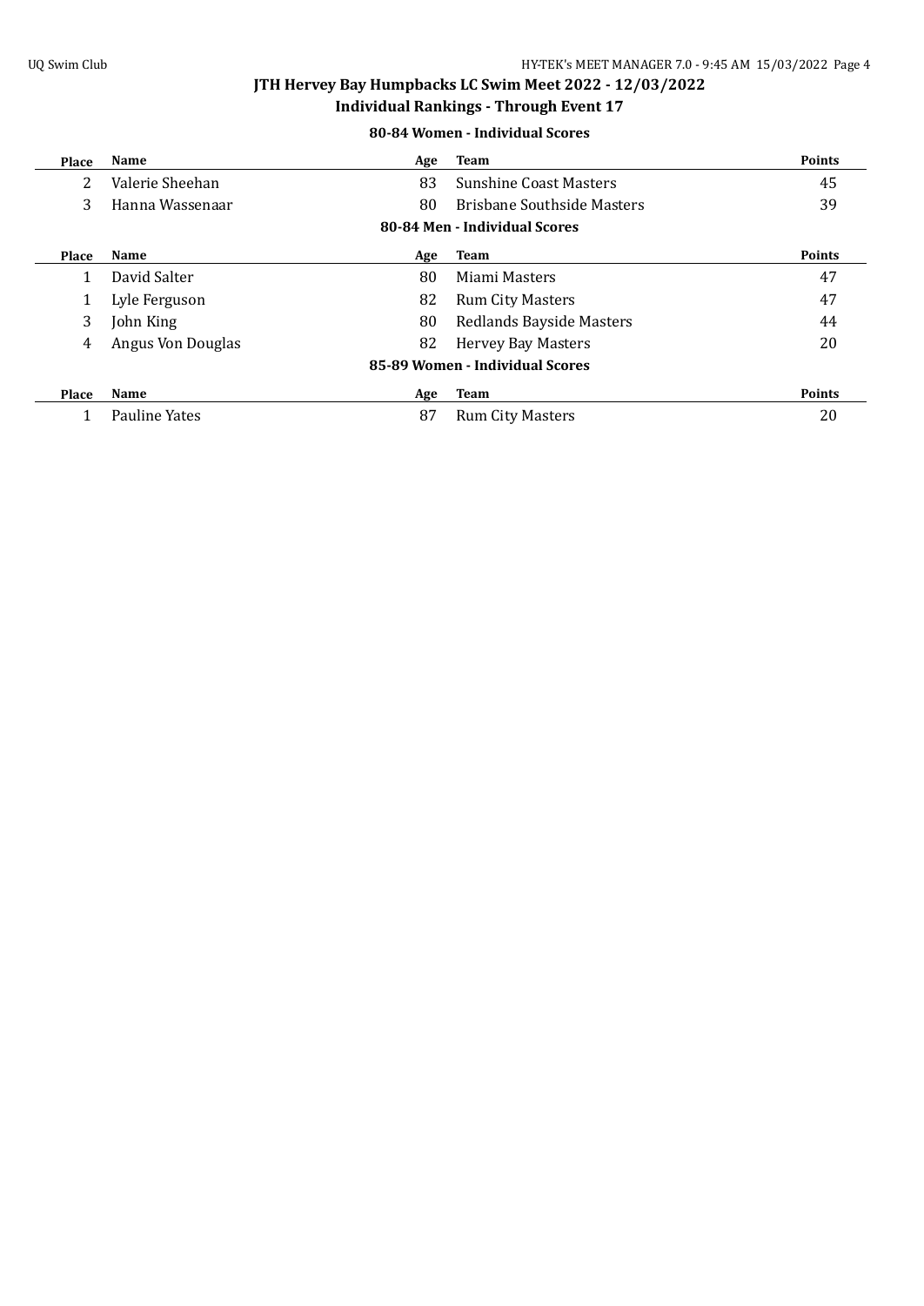# JTH Hervey Bay Humpbacks LC Swim Meet 2022 - 12/03/2022

## Individual Rankings - Through Event 17

### 80-84 Women - Individual Scores

| Place | Name | Age | Team | Points |
|---|---|---|---|---|
| 2 | Valerie Sheehan | 83 | Sunshine Coast Masters | 45 |
| 3 | Hanna Wassenaar | 80 | Brisbane Southside Masters | 39 |

### 80-84 Men - Individual Scores

| Place | Name | Age | Team | Points |
|---|---|---|---|---|
| 1 | David Salter | 80 | Miami Masters | 47 |
| 1 | Lyle Ferguson | 82 | Rum City Masters | 47 |
| 3 | John King | 80 | Redlands Bayside Masters | 44 |
| 4 | Angus Von Douglas | 82 | Hervey Bay Masters | 20 |

### 85-89 Women - Individual Scores

| Place | Name | Age | Team | Points |
|---|---|---|---|---|
| 1 | Pauline Yates | 87 | Rum City Masters | 20 |